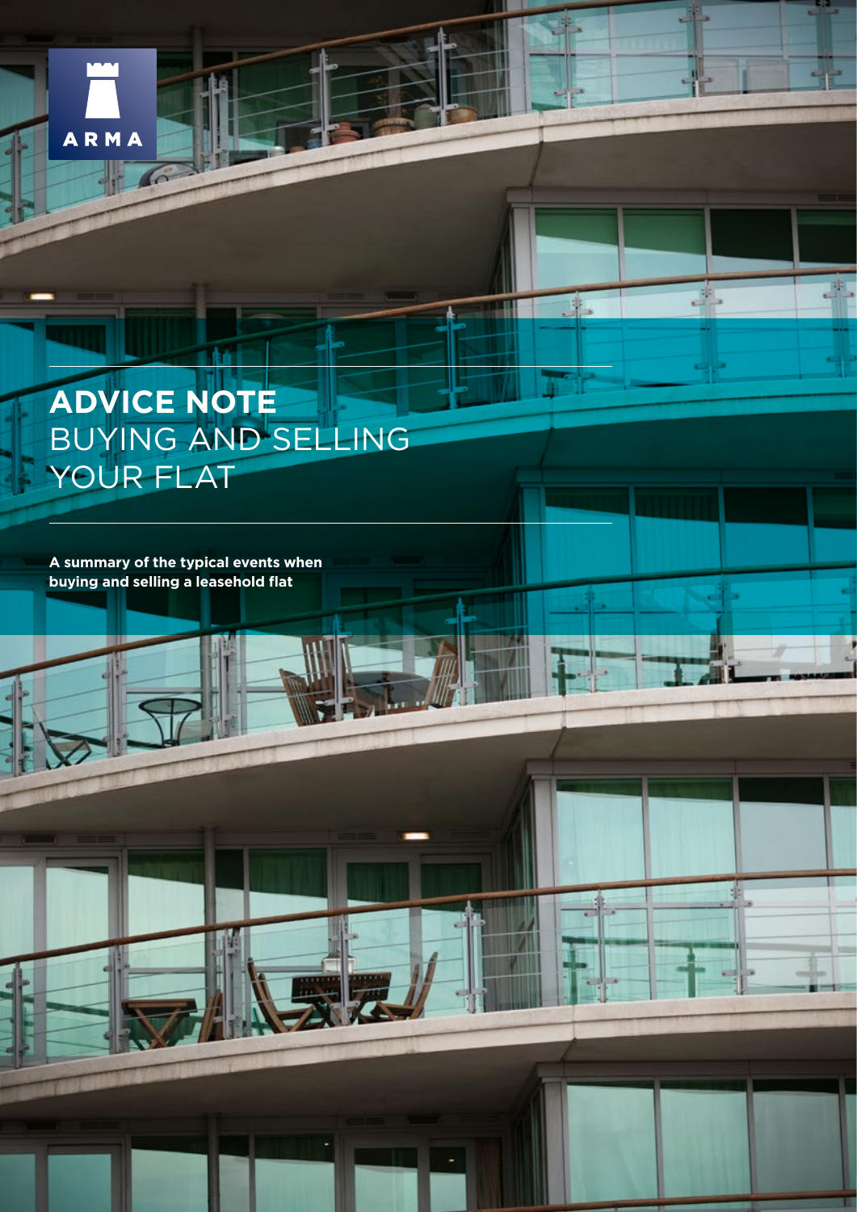ARMA

# ADVICE NOTE
# BUYING AND SELLING YOUR FLAT

**A summary of the typical events when buying and selling a leasehold flat**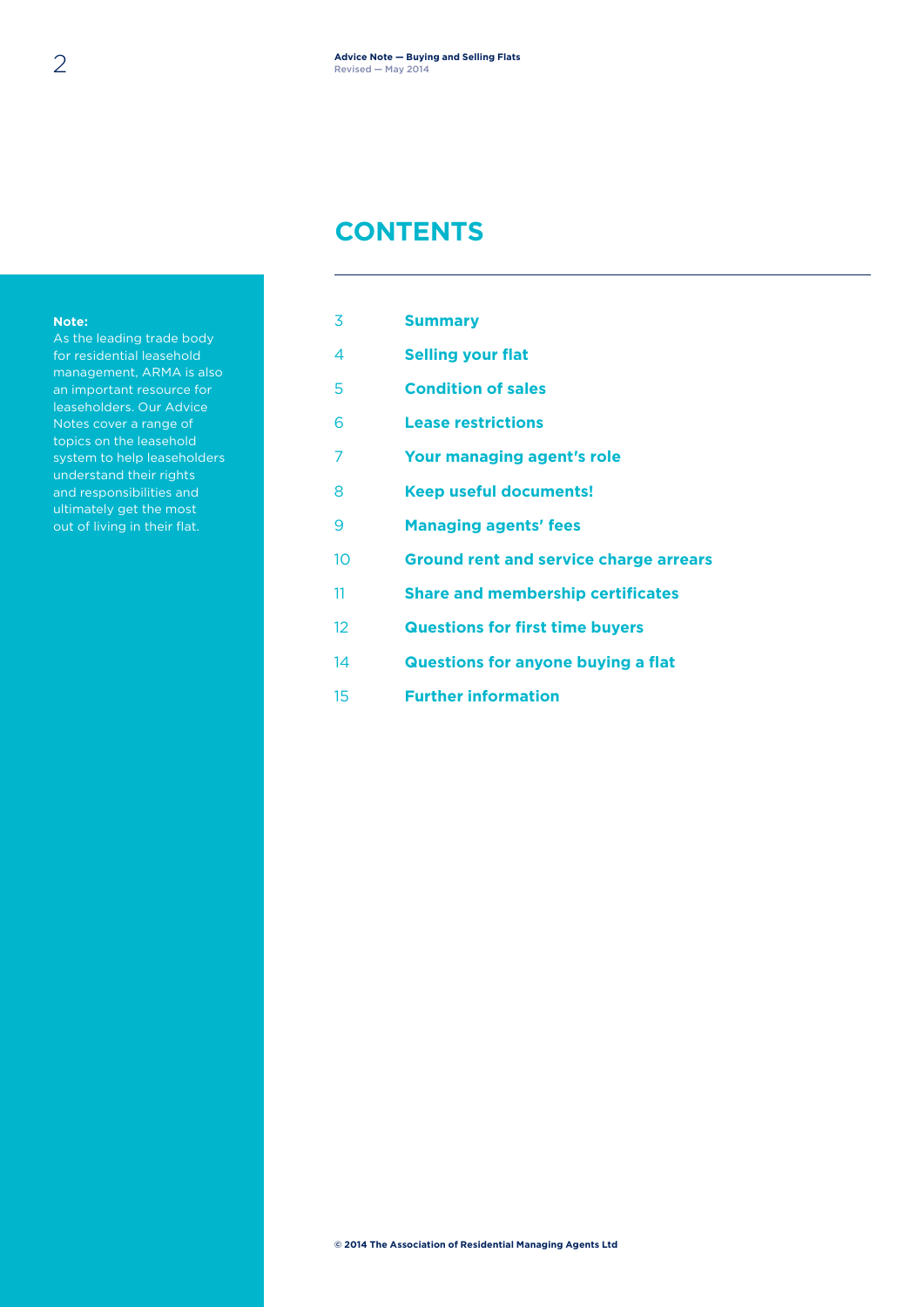**Note:**
As the leading trade body for residential leasehold management, ARMA is also an important resource for leaseholders. Our Advice Notes cover a range of topics on the leasehold system to help leaseholders understand their rights and responsibilities and ultimately get the most out of living in their flat.

# CONTENTS

| | |
|---|---|
| 3 | **Summary** |
| 4 | **Selling your flat** |
| 5 | **Condition of sales** |
| 6 | **Lease restrictions** |
| 7 | **Your managing agent's role** |
| 8 | **Keep useful documents!** |
| 9 | **Managing agents' fees** |
| 10 | **Ground rent and service charge arrears** |
| 11 | **Share and membership certificates** |
| 12 | **Questions for first time buyers** |
| 14 | **Questions for anyone buying a flat** |
| 15 | **Further information** |

**© 2014 The Association of Residential Managing Agents Ltd**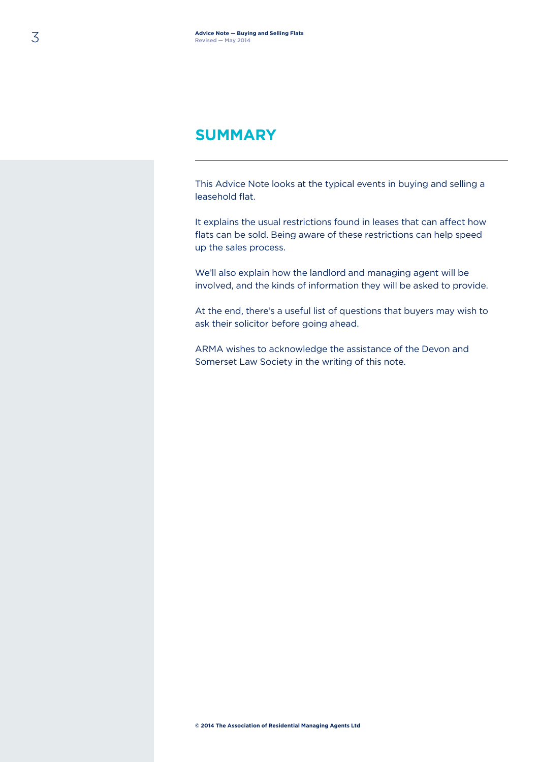## SUMMARY

This Advice Note looks at the typical events in buying and selling a leasehold flat.

It explains the usual restrictions found in leases that can affect how flats can be sold. Being aware of these restrictions can help speed up the sales process.

We'll also explain how the landlord and managing agent will be involved, and the kinds of information they will be asked to provide.

At the end, there's a useful list of questions that buyers may wish to ask their solicitor before going ahead.

ARMA wishes to acknowledge the assistance of the Devon and Somerset Law Society in the writing of this note.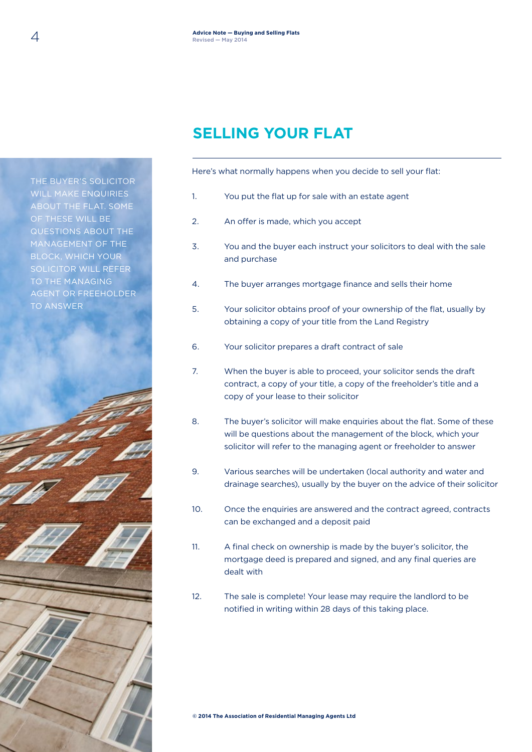## SELLING YOUR FLAT

THE BUYER'S SOLICITOR WILL MAKE ENQUIRIES ABOUT THE FLAT. SOME OF THESE WILL BE QUESTIONS ABOUT THE MANAGEMENT OF THE BLOCK, WHICH YOUR SOLICITOR WILL REFER TO THE MANAGING AGENT OR FREEHOLDER TO ANSWER

Here's what normally happens when you decide to sell your flat:

1. You put the flat up for sale with an estate agent
2. An offer is made, which you accept
3. You and the buyer each instruct your solicitors to deal with the sale and purchase
4. The buyer arranges mortgage finance and sells their home
5. Your solicitor obtains proof of your ownership of the flat, usually by obtaining a copy of your title from the Land Registry
6. Your solicitor prepares a draft contract of sale
7. When the buyer is able to proceed, your solicitor sends the draft contract, a copy of your title, a copy of the freeholder's title and a copy of your lease to their solicitor
8. The buyer's solicitor will make enquiries about the flat. Some of these will be questions about the management of the block, which your solicitor will refer to the managing agent or freeholder to answer
9. Various searches will be undertaken (local authority and water and drainage searches), usually by the buyer on the advice of their solicitor
10. Once the enquiries are answered and the contract agreed, contracts can be exchanged and a deposit paid
11. A final check on ownership is made by the buyer's solicitor, the mortgage deed is prepared and signed, and any final queries are dealt with
12. The sale is complete! Your lease may require the landlord to be notified in writing within 28 days of this taking place.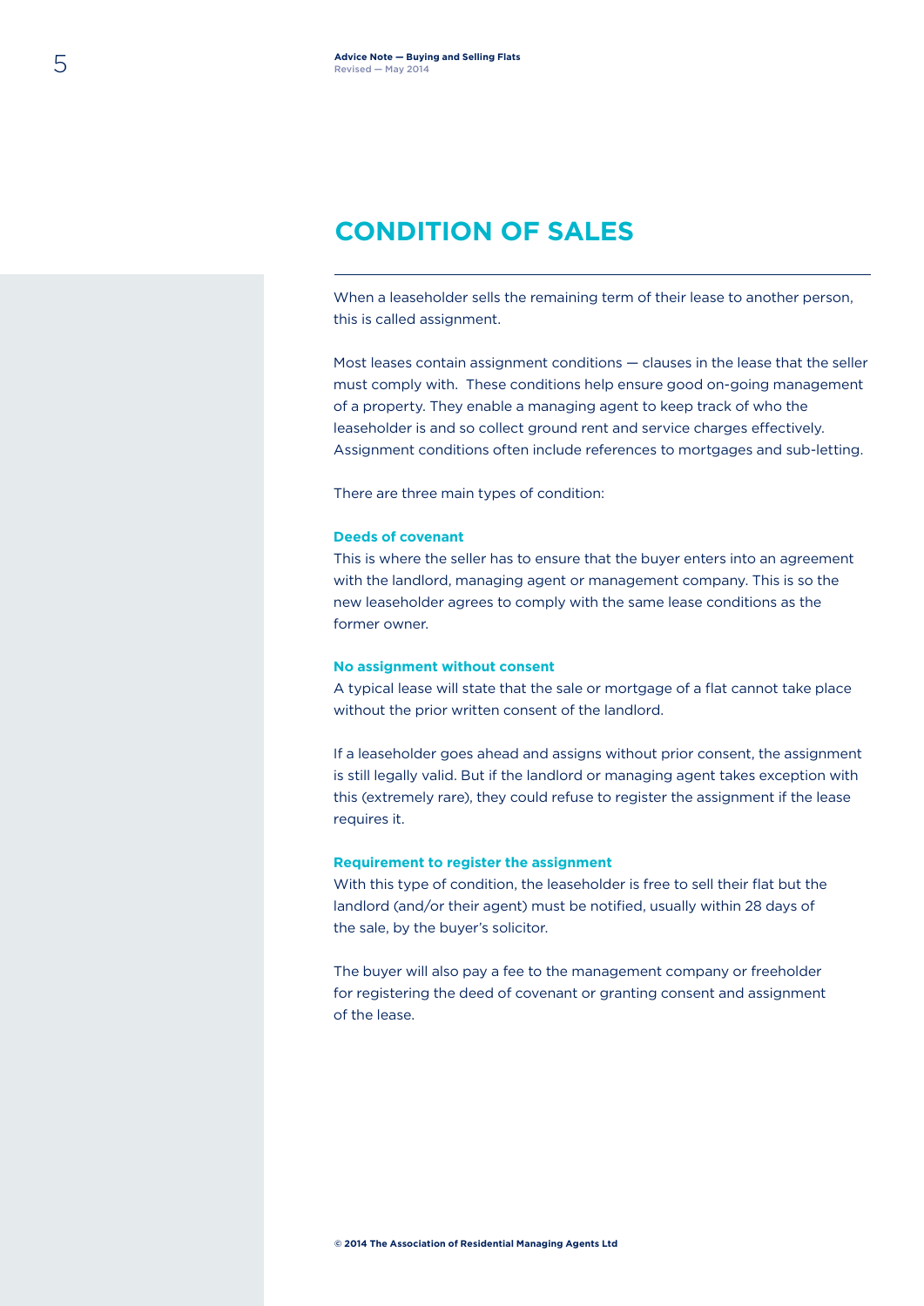## CONDITION OF SALES

When a leaseholder sells the remaining term of their lease to another person, this is called assignment.

Most leases contain assignment conditions — clauses in the lease that the seller must comply with. These conditions help ensure good on-going management of a property. They enable a managing agent to keep track of who the leaseholder is and so collect ground rent and service charges effectively. Assignment conditions often include references to mortgages and sub-letting.

There are three main types of condition:

### Deeds of covenant

This is where the seller has to ensure that the buyer enters into an agreement with the landlord, managing agent or management company. This is so the new leaseholder agrees to comply with the same lease conditions as the former owner.

### No assignment without consent

A typical lease will state that the sale or mortgage of a flat cannot take place without the prior written consent of the landlord.

If a leaseholder goes ahead and assigns without prior consent, the assignment is still legally valid. But if the landlord or managing agent takes exception with this (extremely rare), they could refuse to register the assignment if the lease requires it.

### Requirement to register the assignment

With this type of condition, the leaseholder is free to sell their flat but the landlord (and/or their agent) must be notified, usually within 28 days of the sale, by the buyer's solicitor.

The buyer will also pay a fee to the management company or freeholder for registering the deed of covenant or granting consent and assignment of the lease.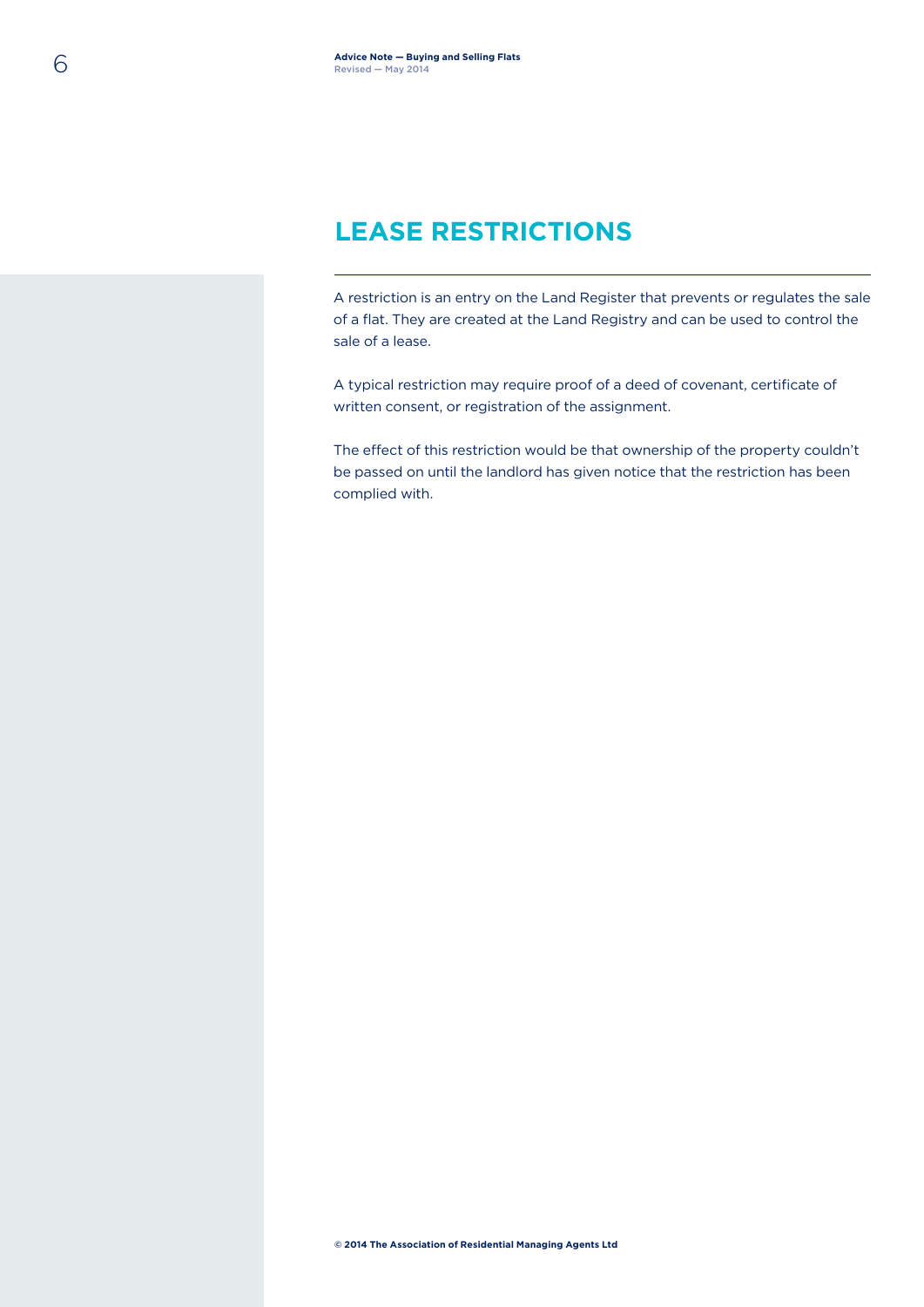## LEASE RESTRICTIONS

A restriction is an entry on the Land Register that prevents or regulates the sale of a flat. They are created at the Land Registry and can be used to control the sale of a lease.

A typical restriction may require proof of a deed of covenant, certificate of written consent, or registration of the assignment.

The effect of this restriction would be that ownership of the property couldn't be passed on until the landlord has given notice that the restriction has been complied with.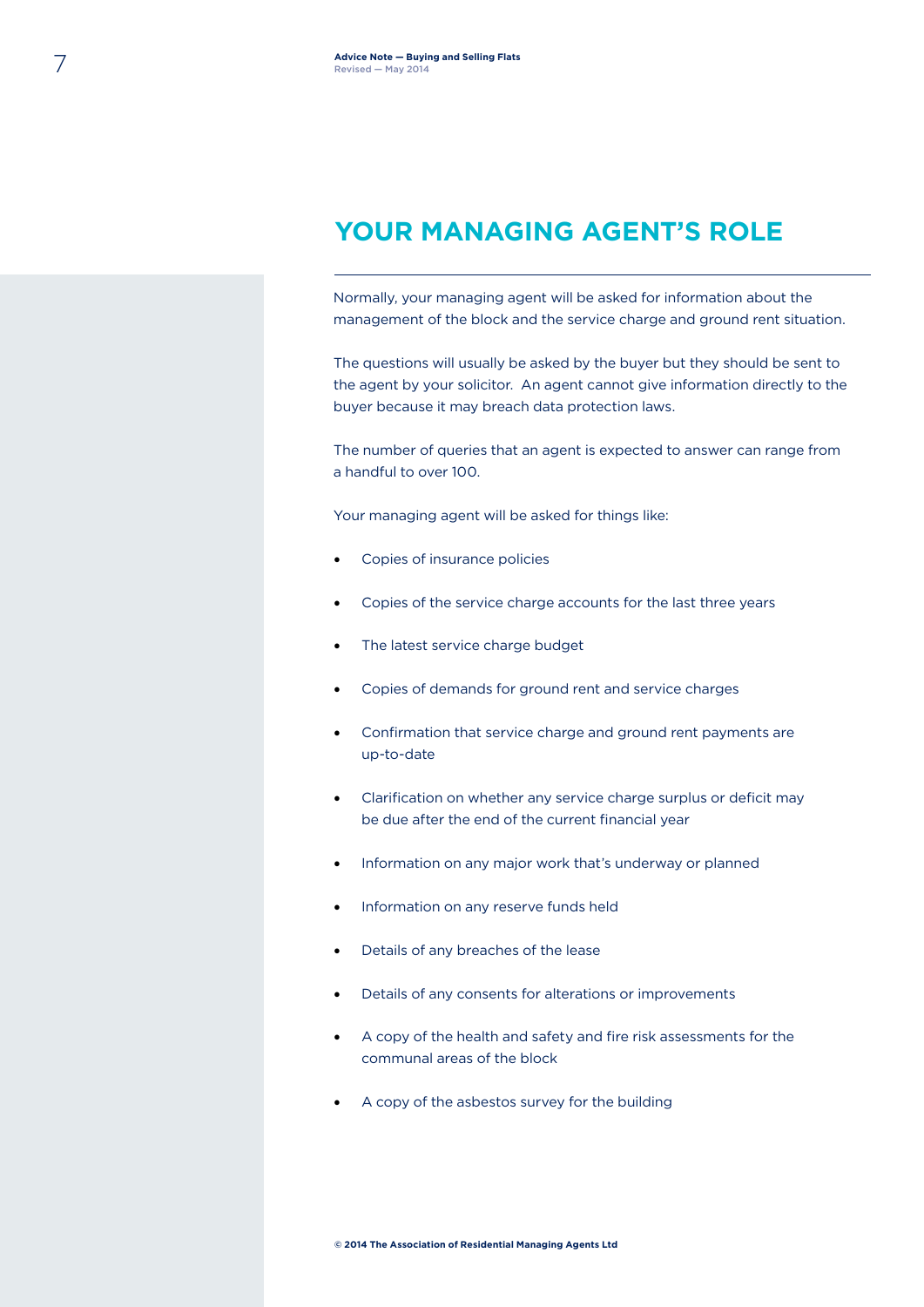## YOUR MANAGING AGENT'S ROLE

Normally, your managing agent will be asked for information about the management of the block and the service charge and ground rent situation.

The questions will usually be asked by the buyer but they should be sent to the agent by your solicitor. An agent cannot give information directly to the buyer because it may breach data protection laws.

The number of queries that an agent is expected to answer can range from a handful to over 100.

Your managing agent will be asked for things like:

- Copies of insurance policies
- Copies of the service charge accounts for the last three years
- The latest service charge budget
- Copies of demands for ground rent and service charges
- Confirmation that service charge and ground rent payments are up-to-date
- Clarification on whether any service charge surplus or deficit may be due after the end of the current financial year
- Information on any major work that's underway or planned
- Information on any reserve funds held
- Details of any breaches of the lease
- Details of any consents for alterations or improvements
- A copy of the health and safety and fire risk assessments for the communal areas of the block
- A copy of the asbestos survey for the building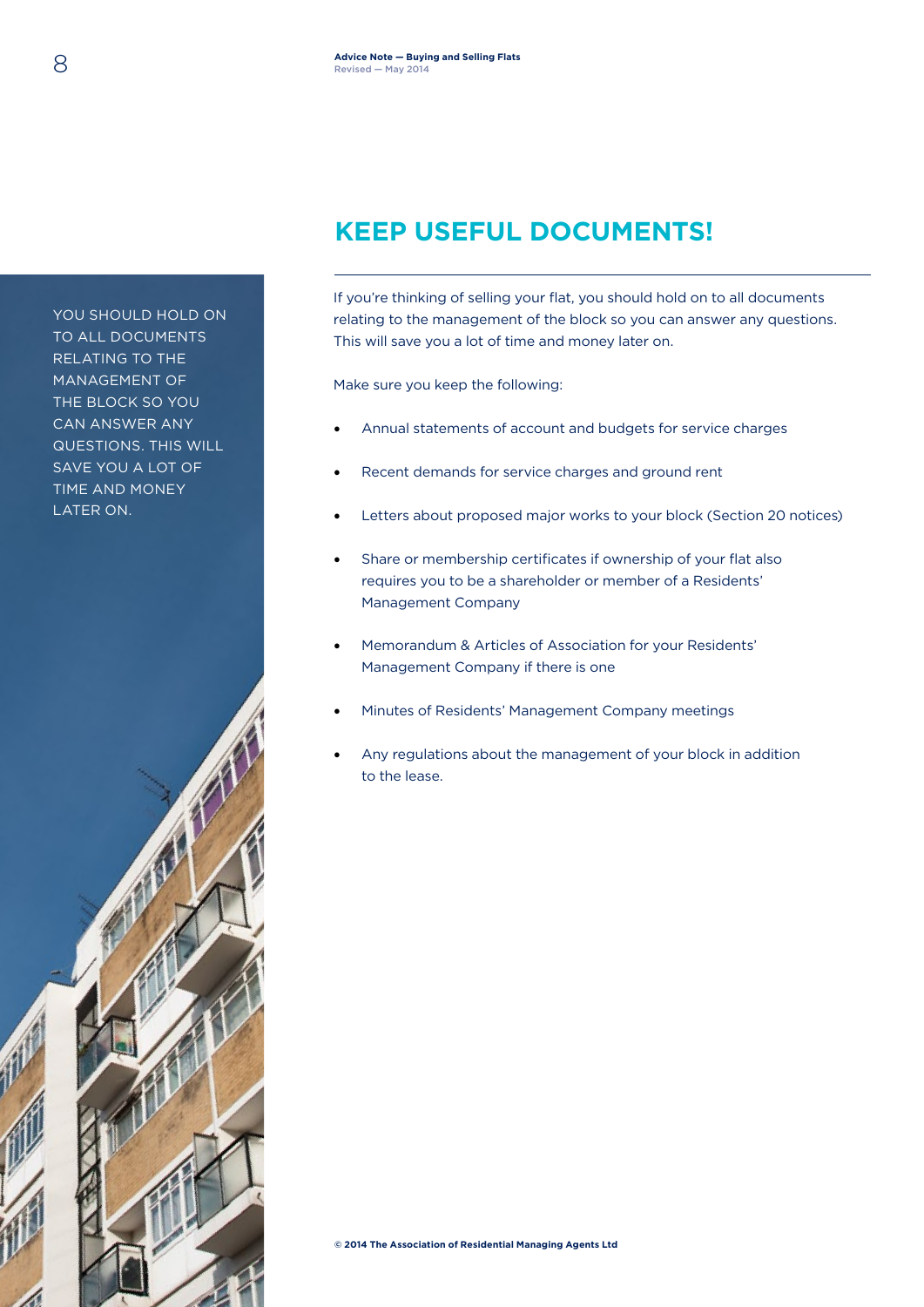## KEEP USEFUL DOCUMENTS!

YOU SHOULD HOLD ON TO ALL DOCUMENTS RELATING TO THE MANAGEMENT OF THE BLOCK SO YOU CAN ANSWER ANY QUESTIONS. THIS WILL SAVE YOU A LOT OF TIME AND MONEY LATER ON.

If you're thinking of selling your flat, you should hold on to all documents relating to the management of the block so you can answer any questions. This will save you a lot of time and money later on.

Make sure you keep the following:

- Annual statements of account and budgets for service charges
- Recent demands for service charges and ground rent
- Letters about proposed major works to your block (Section 20 notices)
- Share or membership certificates if ownership of your flat also requires you to be a shareholder or member of a Residents' Management Company
- Memorandum & Articles of Association for your Residents' Management Company if there is one
- Minutes of Residents' Management Company meetings
- Any regulations about the management of your block in addition to the lease.

© 2014 The Association of Residential Managing Agents Ltd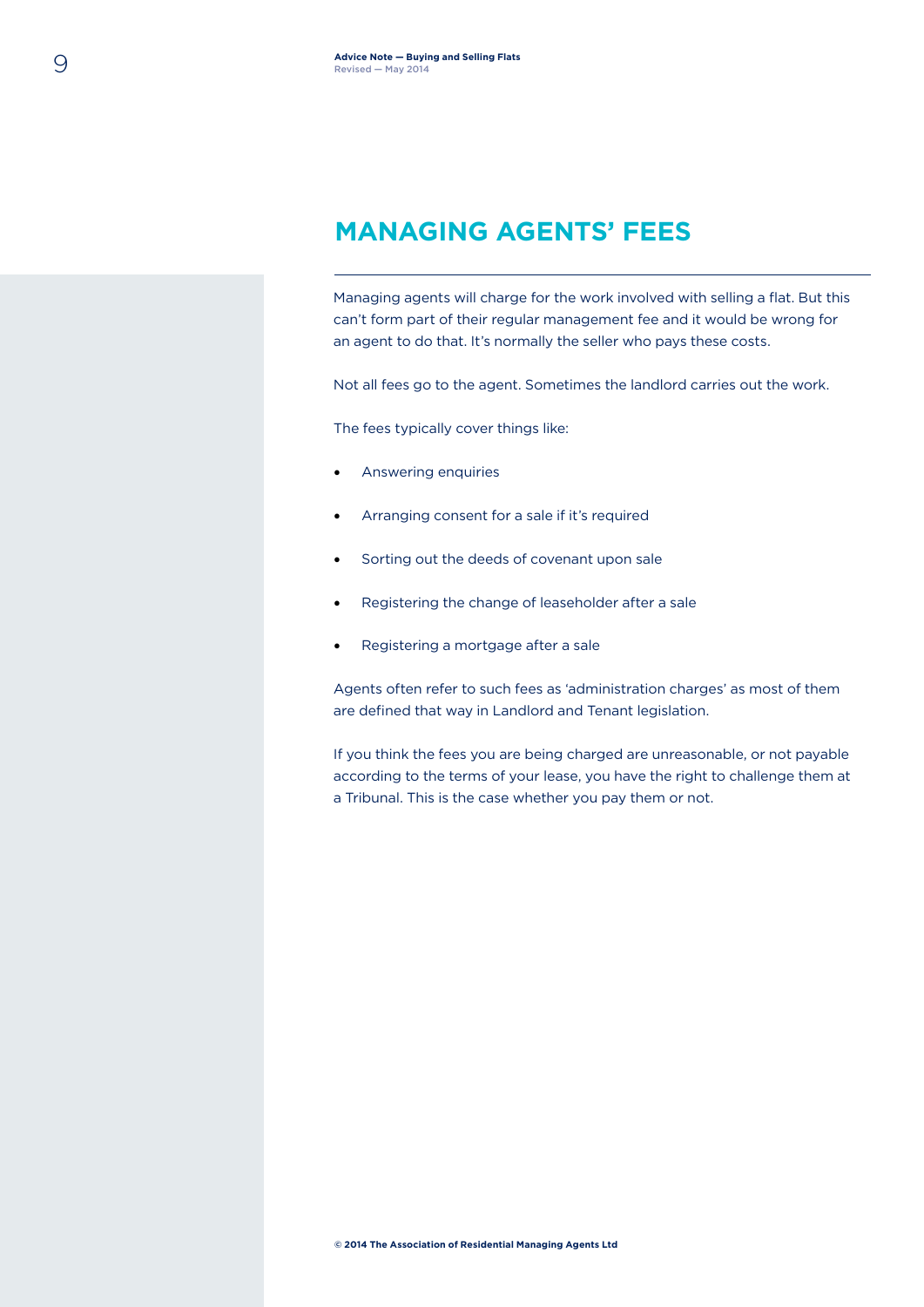## MANAGING AGENTS' FEES

Managing agents will charge for the work involved with selling a flat. But this can't form part of their regular management fee and it would be wrong for an agent to do that. It's normally the seller who pays these costs.

Not all fees go to the agent. Sometimes the landlord carries out the work.

The fees typically cover things like:

- Answering enquiries
- Arranging consent for a sale if it's required
- Sorting out the deeds of covenant upon sale
- Registering the change of leaseholder after a sale
- Registering a mortgage after a sale

Agents often refer to such fees as 'administration charges' as most of them are defined that way in Landlord and Tenant legislation.

If you think the fees you are being charged are unreasonable, or not payable according to the terms of your lease, you have the right to challenge them at a Tribunal. This is the case whether you pay them or not.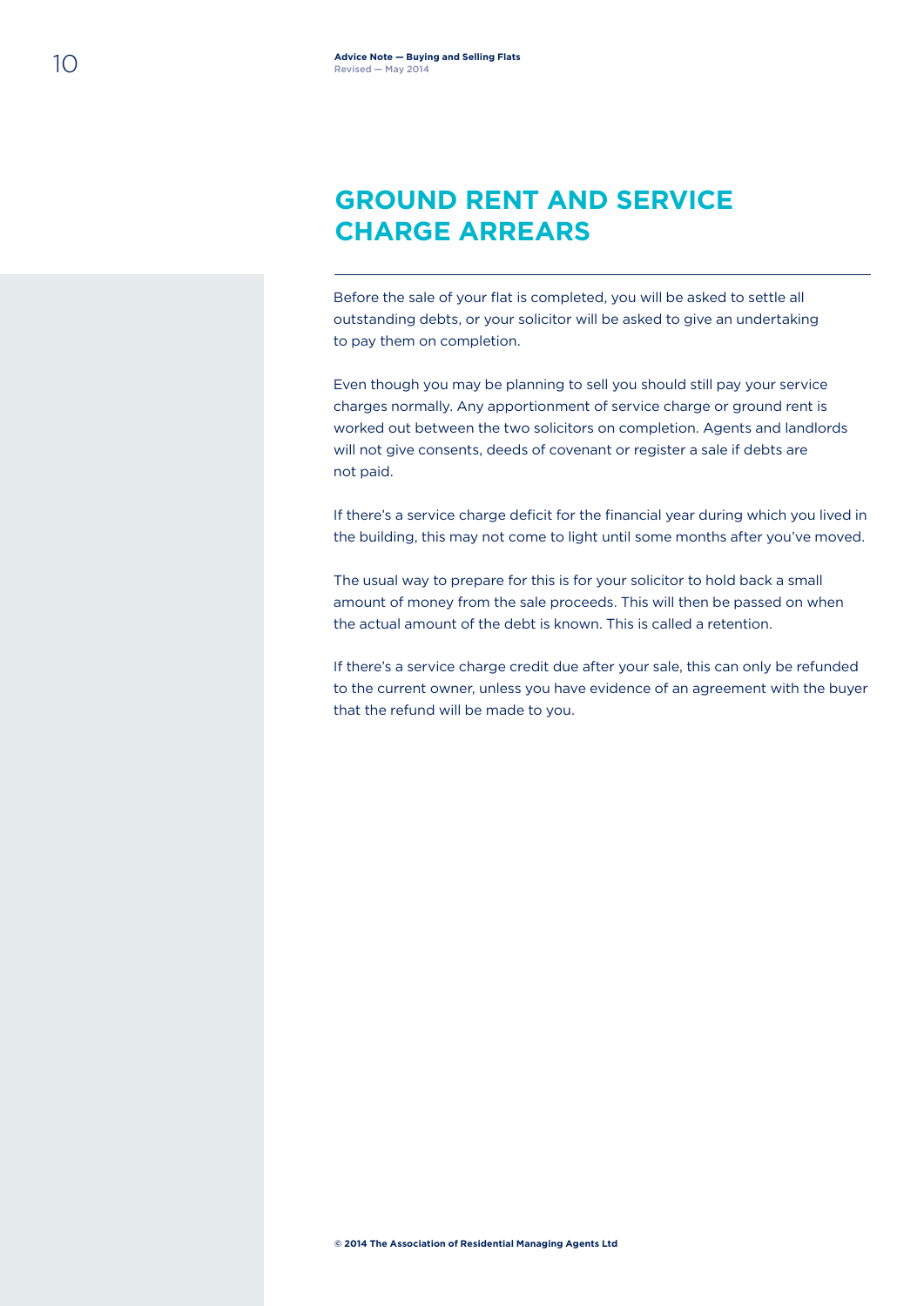# GROUND RENT AND SERVICE CHARGE ARREARS

Before the sale of your flat is completed, you will be asked to settle all outstanding debts, or your solicitor will be asked to give an undertaking to pay them on completion.

Even though you may be planning to sell you should still pay your service charges normally. Any apportionment of service charge or ground rent is worked out between the two solicitors on completion. Agents and landlords will not give consents, deeds of covenant or register a sale if debts are not paid.

If there's a service charge deficit for the financial year during which you lived in the building, this may not come to light until some months after you've moved.

The usual way to prepare for this is for your solicitor to hold back a small amount of money from the sale proceeds. This will then be passed on when the actual amount of the debt is known. This is called a retention.

If there's a service charge credit due after your sale, this can only be refunded to the current owner, unless you have evidence of an agreement with the buyer that the refund will be made to you.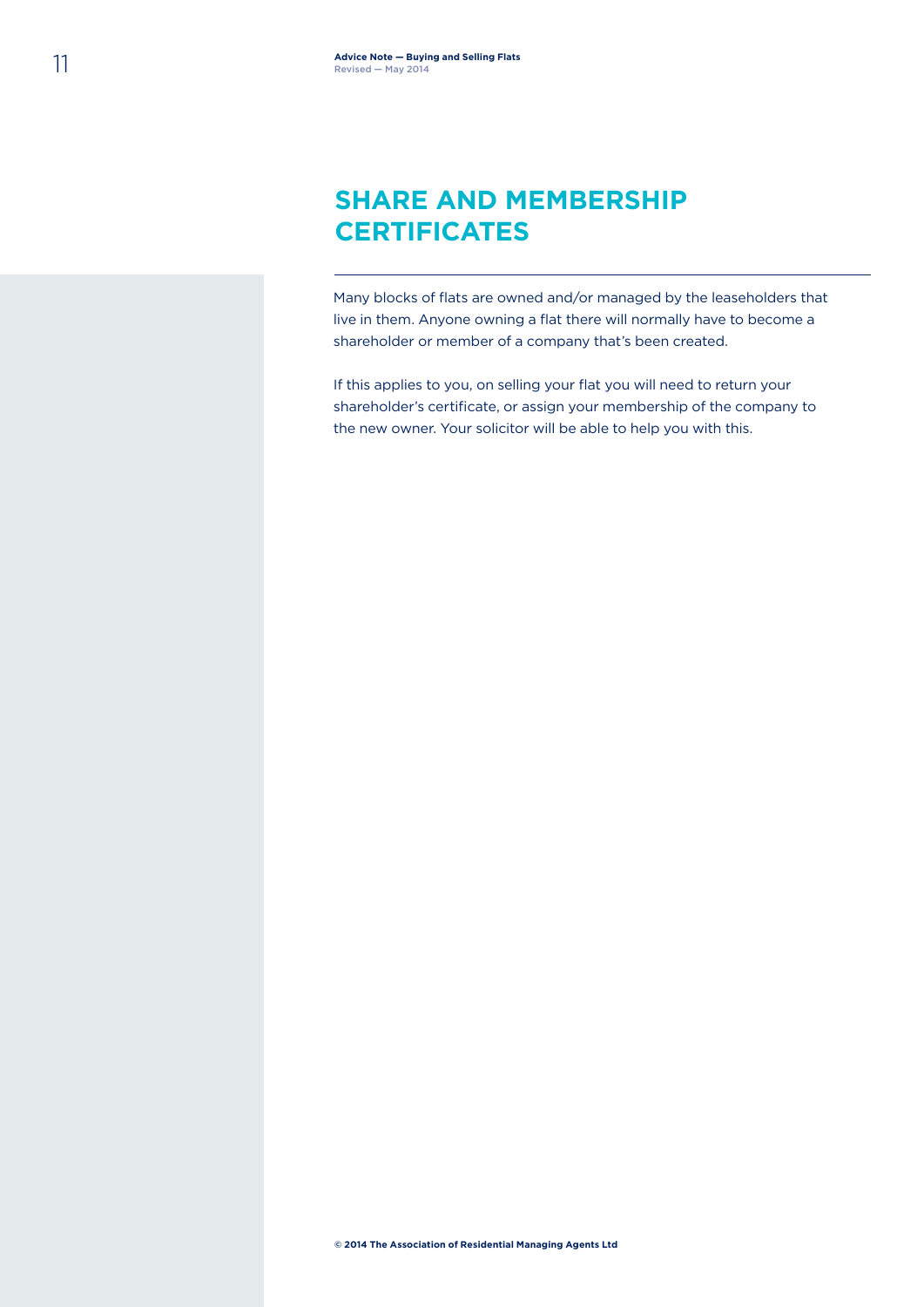## SHARE AND MEMBERSHIP CERTIFICATES

Many blocks of flats are owned and/or managed by the leaseholders that live in them. Anyone owning a flat there will normally have to become a shareholder or member of a company that's been created.

If this applies to you, on selling your flat you will need to return your shareholder's certificate, or assign your membership of the company to the new owner. Your solicitor will be able to help you with this.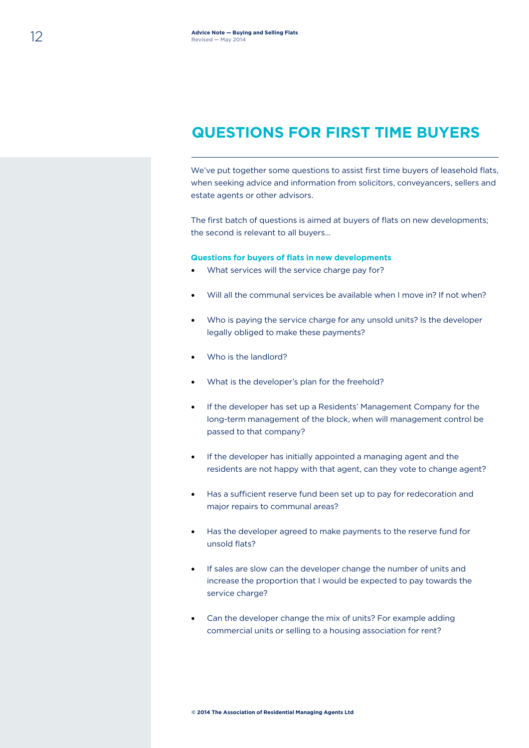## QUESTIONS FOR FIRST TIME BUYERS

We've put together some questions to assist first time buyers of leasehold flats, when seeking advice and information from solicitors, conveyancers, sellers and estate agents or other advisors.

The first batch of questions is aimed at buyers of flats on new developments; the second is relevant to all buyers...

**Questions for buyers of flats in new developments**

- What services will the service charge pay for?
- Will all the communal services be available when I move in? If not when?
- Who is paying the service charge for any unsold units? Is the developer legally obliged to make these payments?
- Who is the landlord?
- What is the developer's plan for the freehold?
- If the developer has set up a Residents' Management Company for the long-term management of the block, when will management control be passed to that company?
- If the developer has initially appointed a managing agent and the residents are not happy with that agent, can they vote to change agent?
- Has a sufficient reserve fund been set up to pay for redecoration and major repairs to communal areas?
- Has the developer agreed to make payments to the reserve fund for unsold flats?
- If sales are slow can the developer change the number of units and increase the proportion that I would be expected to pay towards the service charge?
- Can the developer change the mix of units? For example adding commercial units or selling to a housing association for rent?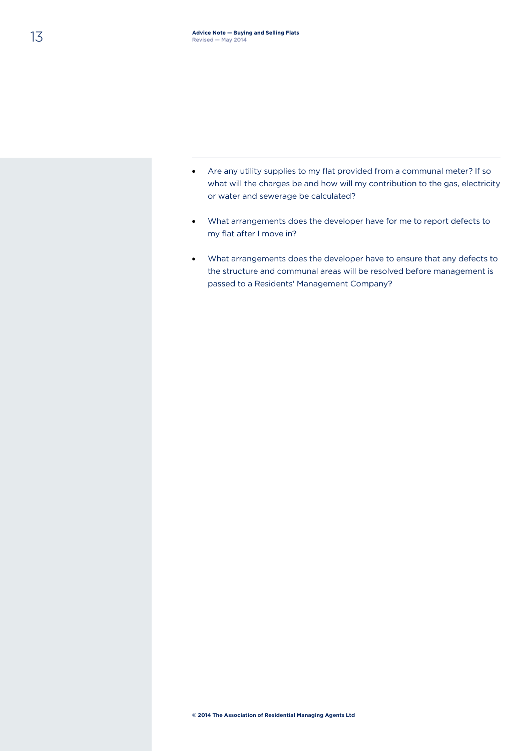- Are any utility supplies to my flat provided from a communal meter? If so what will the charges be and how will my contribution to the gas, electricity or water and sewerage be calculated?

- What arrangements does the developer have for me to report defects to my flat after I move in?

- What arrangements does the developer have to ensure that any defects to the structure and communal areas will be resolved before management is passed to a Residents' Management Company?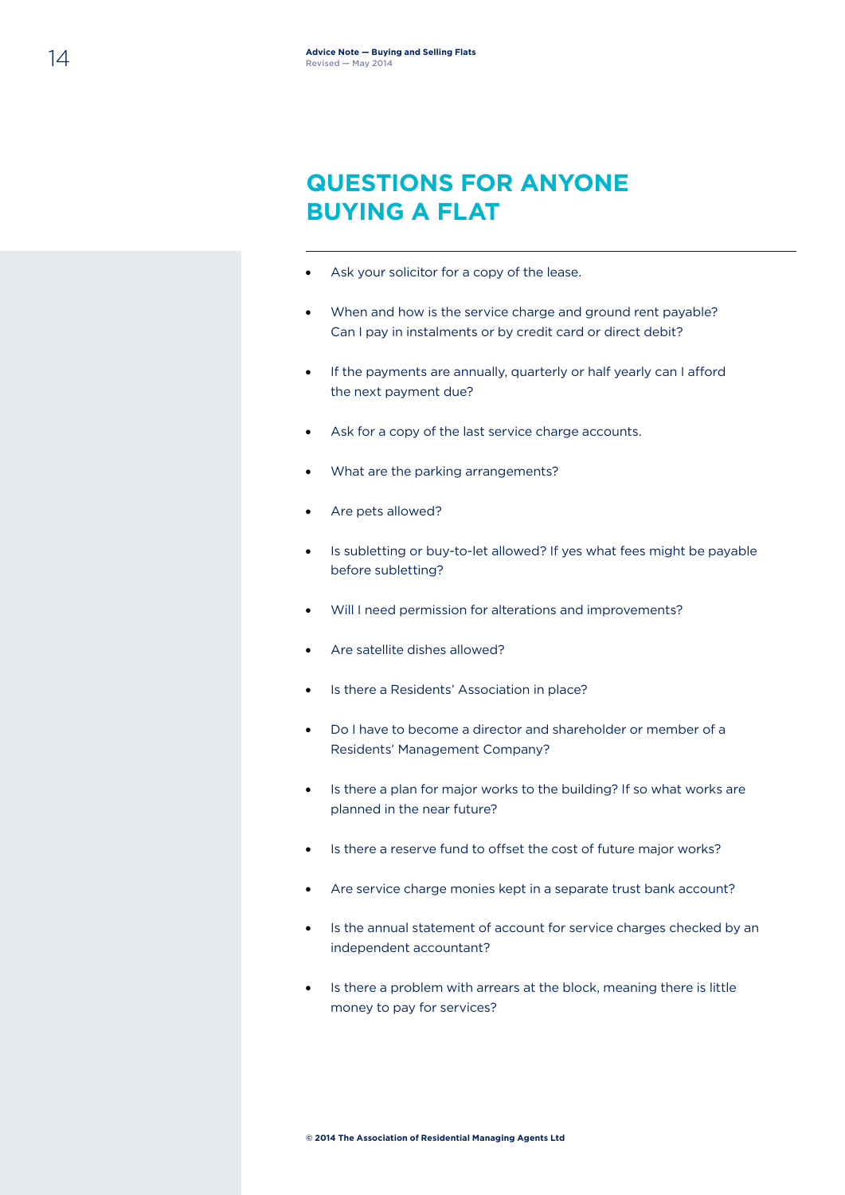# QUESTIONS FOR ANYONE BUYING A FLAT

- Ask your solicitor for a copy of the lease.
- When and how is the service charge and ground rent payable? Can I pay in instalments or by credit card or direct debit?
- If the payments are annually, quarterly or half yearly can I afford the next payment due?
- Ask for a copy of the last service charge accounts.
- What are the parking arrangements?
- Are pets allowed?
- Is subletting or buy-to-let allowed? If yes what fees might be payable before subletting?
- Will I need permission for alterations and improvements?
- Are satellite dishes allowed?
- Is there a Residents' Association in place?
- Do I have to become a director and shareholder or member of a Residents' Management Company?
- Is there a plan for major works to the building? If so what works are planned in the near future?
- Is there a reserve fund to offset the cost of future major works?
- Are service charge monies kept in a separate trust bank account?
- Is the annual statement of account for service charges checked by an independent accountant?
- Is there a problem with arrears at the block, meaning there is little money to pay for services?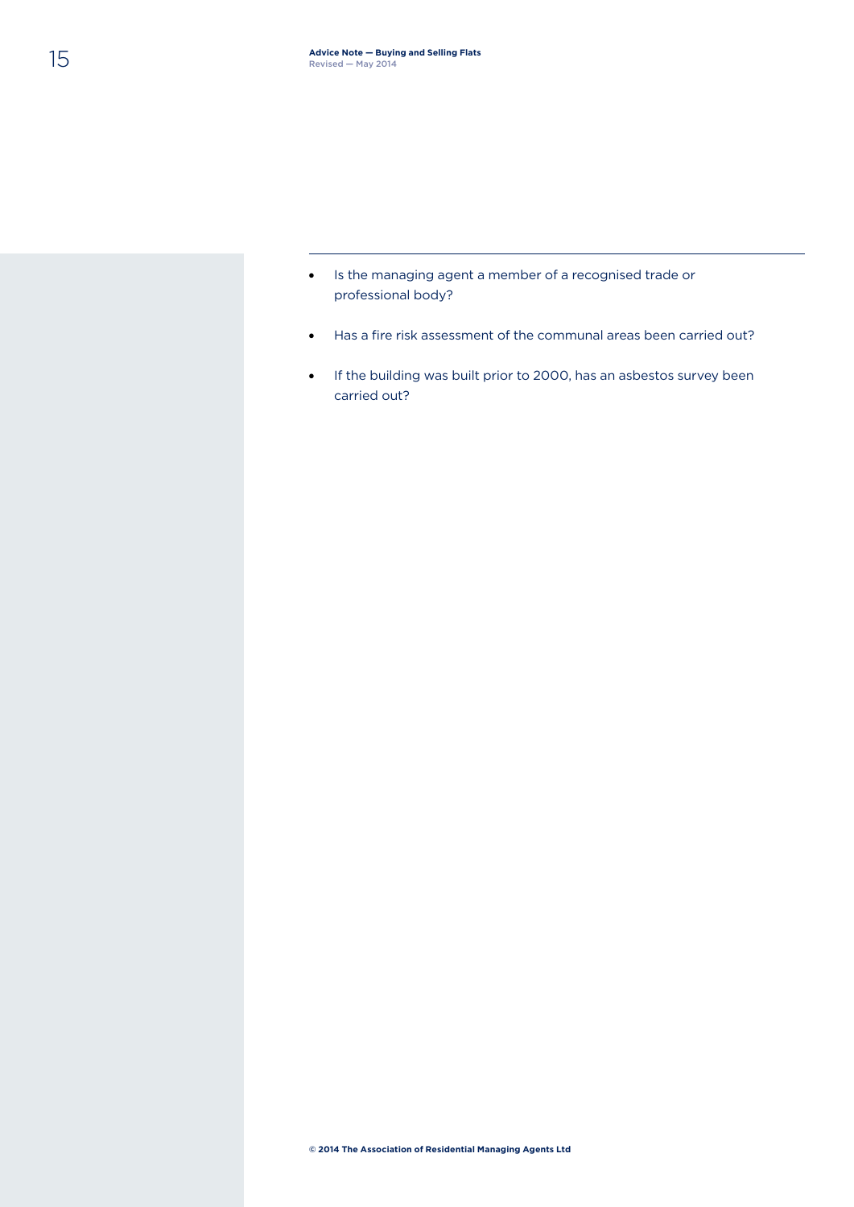- Is the managing agent a member of a recognised trade or professional body?
- Has a fire risk assessment of the communal areas been carried out?
- If the building was built prior to 2000, has an asbestos survey been carried out?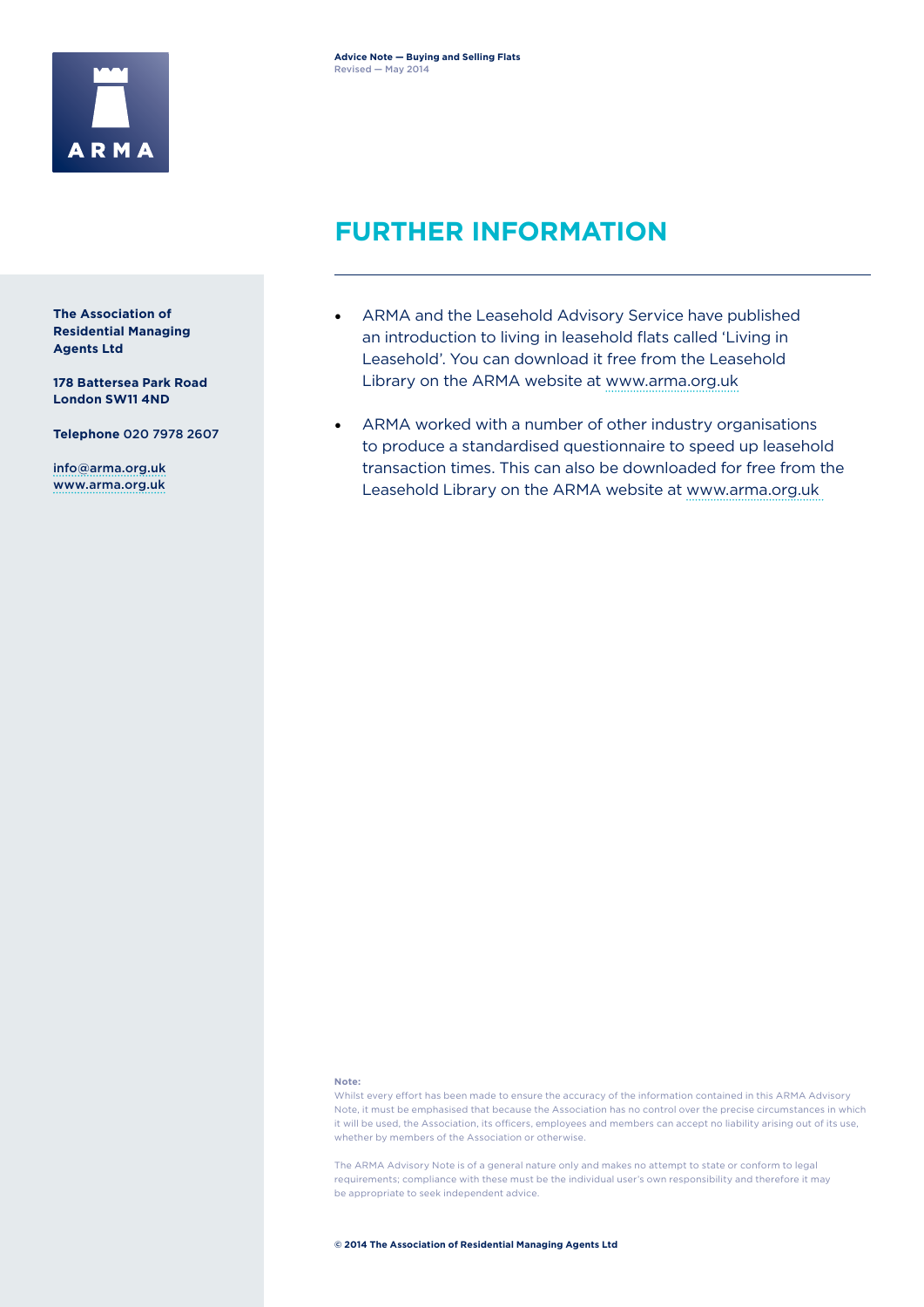# FURTHER INFORMATION

**The Association of Residential Managing Agents Ltd**

**178 Battersea Park Road**
**London SW11 4ND**

**Telephone** 020 7978 2607

info@arma.org.uk
www.arma.org.uk

- ARMA and the Leasehold Advisory Service have published an introduction to living in leasehold flats called 'Living in Leasehold'. You can download it free from the Leasehold Library on the ARMA website at www.arma.org.uk
- ARMA worked with a number of other industry organisations to produce a standardised questionnaire to speed up leasehold transaction times. This can also be downloaded for free from the Leasehold Library on the ARMA website at www.arma.org.uk

**Note:**

Whilst every effort has been made to ensure the accuracy of the information contained in this ARMA Advisory Note, it must be emphasised that because the Association has no control over the precise circumstances in which it will be used, the Association, its officers, employees and members can accept no liability arising out of its use, whether by members of the Association or otherwise.

The ARMA Advisory Note is of a general nature only and makes no attempt to state or conform to legal requirements; compliance with these must be the individual user's own responsibility and therefore it may be appropriate to seek independent advice.

**© 2014 The Association of Residential Managing Agents Ltd**